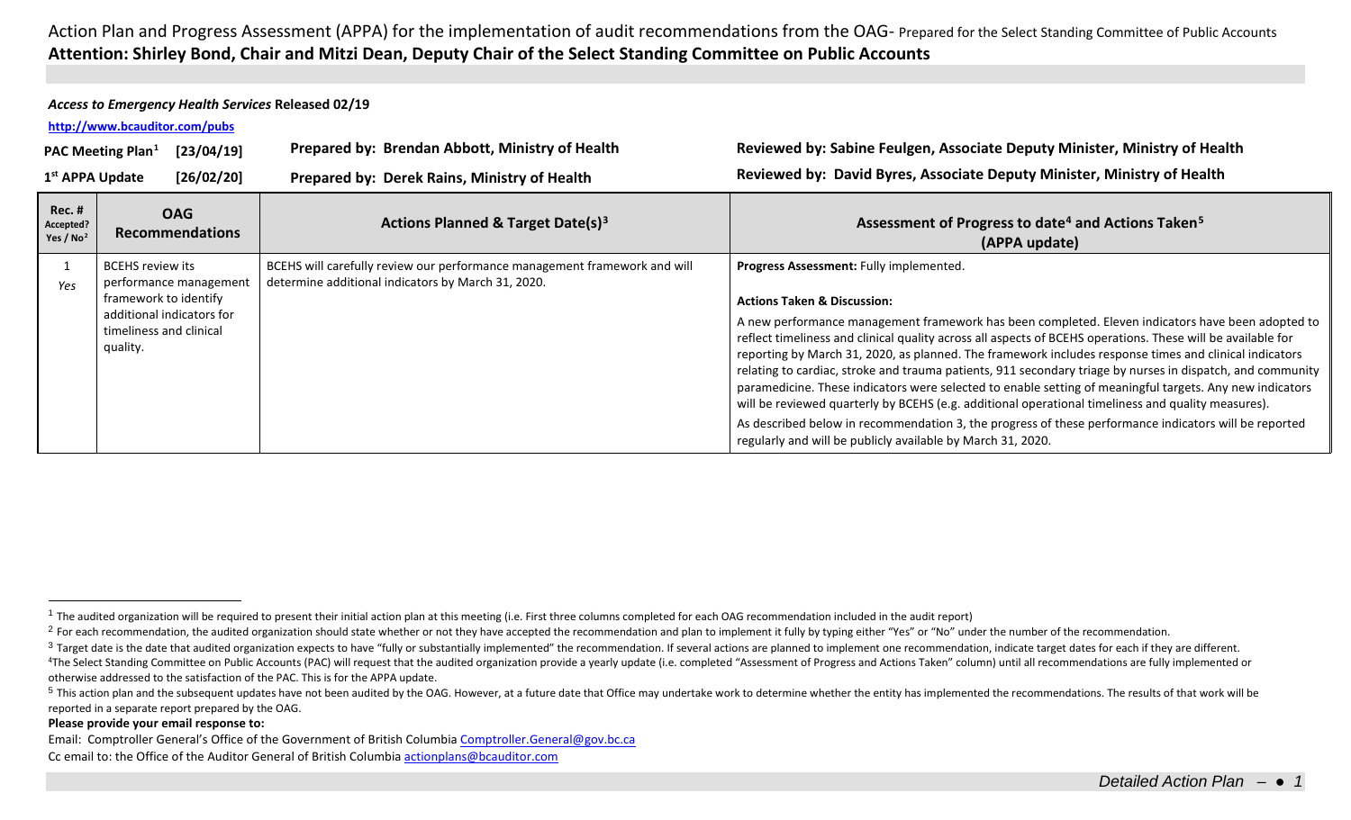# Action Plan and Progress Assessment (APPA) for the implementation of audit recommendations from the OAG- Prepared for the Select Standing Committee of Public Accounts

**Attention: Shirley Bond, Chair and Mitzi Dean, Deputy Chair of the Select Standing Committee on Public Accounts**

***Access to Emergency Health Services* Released 02/19**

**http://www.bcauditor.com/pubs**

| | | |
|---|---|---|
| **PAC Meeting Plan[1] [23/04/19]** | **Prepared by: Brendan Abbott, Ministry of Health** | **Reviewed by: Sabine Feulgen, Associate Deputy Minister, Ministry of Health** |
| **1st APPA Update [26/02/20]** | **Prepared by: Derek Rains, Ministry of Health** | **Reviewed by: David Byres, Associate Deputy Minister, Ministry of Health** |

| Rec. # Accepted? Yes / No[2] | OAG Recommendations | Actions Planned & Target Date(s)[3] | Assessment of Progress to date[4] and Actions Taken[5] (APPA update) |
|---|---|---|---|
| 1 *Yes* | BCEHS review its performance management framework to identify additional indicators for timeliness and clinical quality. | BCEHS will carefully review our performance management framework and will determine additional indicators by March 31, 2020. | **Progress Assessment:** Fully implemented.<br><br>**Actions Taken & Discussion:**<br><br>A new performance management framework has been completed. Eleven indicators have been adopted to reflect timeliness and clinical quality across all aspects of BCEHS operations. These will be available for reporting by March 31, 2020, as planned. The framework includes response times and clinical indicators relating to cardiac, stroke and trauma patients, 911 secondary triage by nurses in dispatch, and community paramedicine. These indicators were selected to enable setting of meaningful targets. Any new indicators will be reviewed quarterly by BCEHS (e.g. additional operational timeliness and quality measures).<br><br>As described below in recommendation 3, the progress of these performance indicators will be reported regularly and will be publicly available by March 31, 2020. |

[1] The audited organization will be required to present their initial action plan at this meeting (i.e. First three columns completed for each OAG recommendation included in the audit report)

[2] For each recommendation, the audited organization should state whether or not they have accepted the recommendation and plan to implement it fully by typing either "Yes" or "No" under the number of the recommendation.

[3] Target date is the date that audited organization expects to have "fully or substantially implemented" the recommendation. If several actions are planned to implement one recommendation, indicate target dates for each if they are different.

[4] The Select Standing Committee on Public Accounts (PAC) will request that the audited organization provide a yearly update (i.e. completed "Assessment of Progress and Actions Taken" column) until all recommendations are fully implemented or otherwise addressed to the satisfaction of the PAC. This is for the APPA update.

[5] This action plan and the subsequent updates have not been audited by the OAG. However, at a future date that Office may undertake work to determine whether the entity has implemented the recommendations. The results of that work will be reported in a separate report prepared by the OAG.

**Please provide your email response to:**

Email: Comptroller General's Office of the Government of British Columbia Comptroller.General@gov.bc.ca

Cc email to: the Office of the Auditor General of British Columbia actionplans@bcauditor.com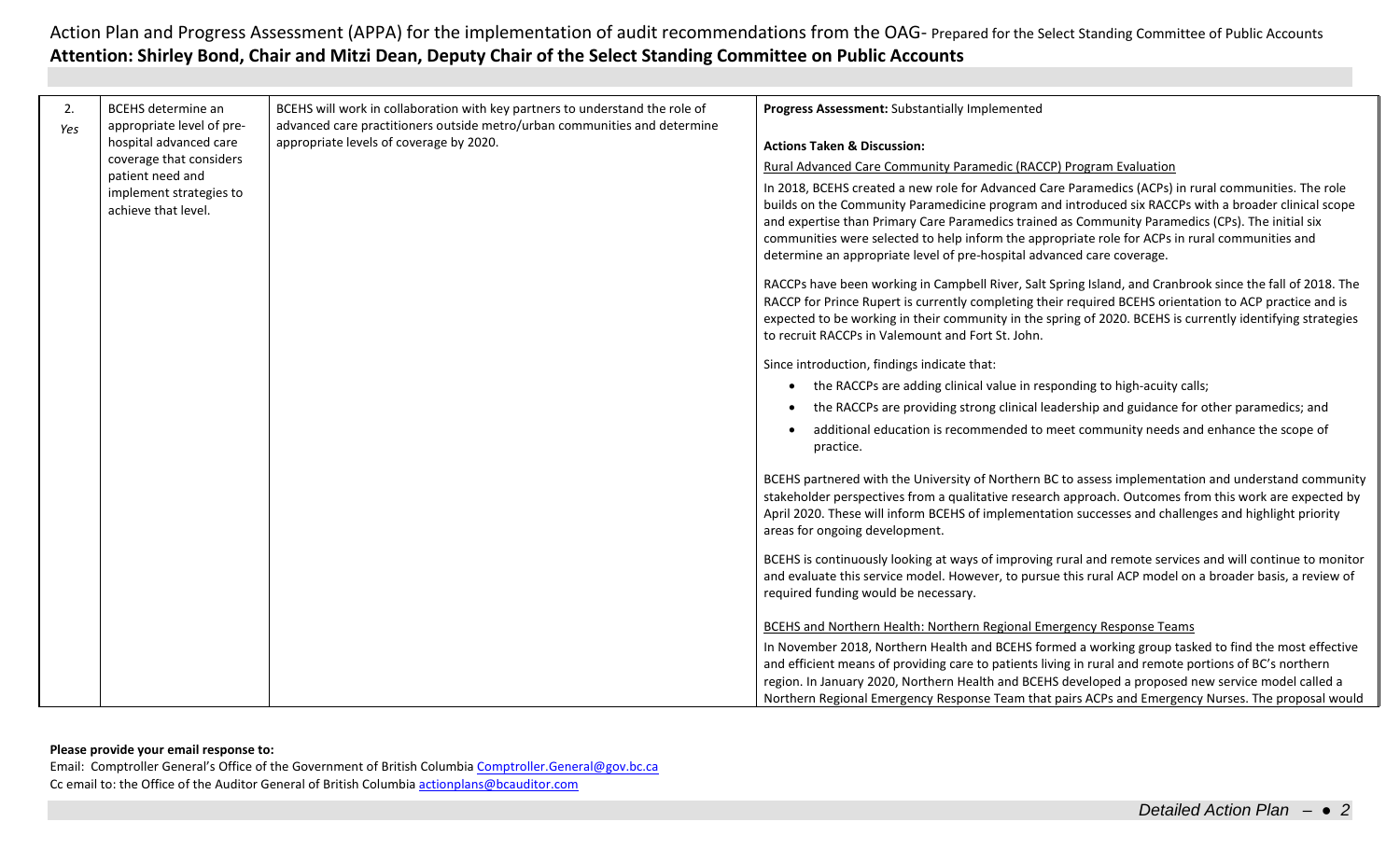Action Plan and Progress Assessment (APPA) for the implementation of audit recommendations from the OAG- Prepared for the Select Standing Committee of Public Accounts

**Attention: Shirley Bond, Chair and Mitzi Dean, Deputy Chair of the Select Standing Committee on Public Accounts**

| | | | |
|---|---|---|---|
| 2. *Yes* | BCEHS determine an appropriate level of pre-hospital advanced care coverage that considers patient need and implement strategies to achieve that level. | BCEHS will work in collaboration with key partners to understand the role of advanced care practitioners outside metro/urban communities and determine appropriate levels of coverage by 2020. | **Progress Assessment:** Substantially Implemented<br><br>**Actions Taken & Discussion:**<br><br>Rural Advanced Care Community Paramedic (RACCP) Program Evaluation<br><br>In 2018, BCEHS created a new role for Advanced Care Paramedics (ACPs) in rural communities. The role builds on the Community Paramedicine program and introduced six RACCPs with a broader clinical scope and expertise than Primary Care Paramedics trained as Community Paramedics (CPs). The initial six communities were selected to help inform the appropriate role for ACPs in rural communities and determine an appropriate level of pre-hospital advanced care coverage.<br><br>RACCPs have been working in Campbell River, Salt Spring Island, and Cranbrook since the fall of 2018. The RACCP for Prince Rupert is currently completing their required BCEHS orientation to ACP practice and is expected to be working in their community in the spring of 2020. BCEHS is currently identifying strategies to recruit RACCPs in Valemount and Fort St. John.<br><br>Since introduction, findings indicate that:<br>• the RACCPs are adding clinical value in responding to high-acuity calls;<br>• the RACCPs are providing strong clinical leadership and guidance for other paramedics; and<br>• additional education is recommended to meet community needs and enhance the scope of practice.<br><br>BCEHS partnered with the University of Northern BC to assess implementation and understand community stakeholder perspectives from a qualitative research approach. Outcomes from this work are expected by April 2020. These will inform BCEHS of implementation successes and challenges and highlight priority areas for ongoing development.<br><br>BCEHS is continuously looking at ways of improving rural and remote services and will continue to monitor and evaluate this service model. However, to pursue this rural ACP model on a broader basis, a review of required funding would be necessary.<br><br>BCEHS and Northern Health: Northern Regional Emergency Response Teams<br><br>In November 2018, Northern Health and BCEHS formed a working group tasked to find the most effective and efficient means of providing care to patients living in rural and remote portions of BC's northern region. In January 2020, Northern Health and BCEHS developed a proposed new service model called a Northern Regional Emergency Response Team that pairs ACPs and Emergency Nurses. The proposal would |

**Please provide your email response to:**

Email: Comptroller General's Office of the Government of British Columbia Comptroller.General@gov.bc.ca

Cc email to: the Office of the Auditor General of British Columbia actionplans@bcauditor.com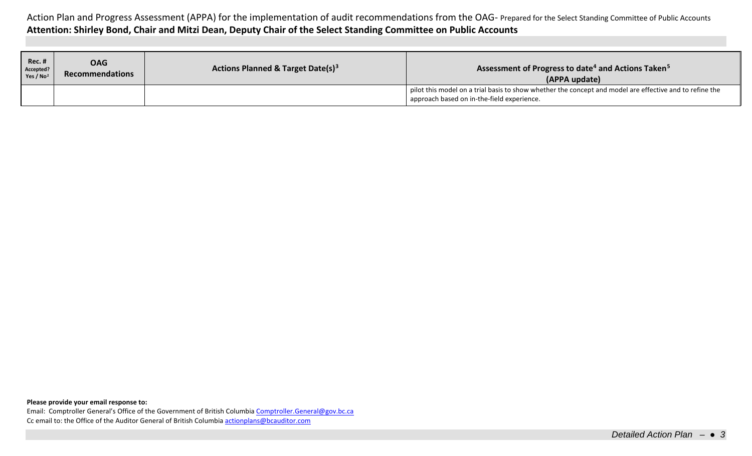Action Plan and Progress Assessment (APPA) for the implementation of audit recommendations from the OAG- Prepared for the Select Standing Committee of Public Accounts

**Attention: Shirley Bond, Chair and Mitzi Dean, Deputy Chair of the Select Standing Committee on Public Accounts**

| Rec. # Accepted? Yes / No[2] | OAG Recommendations | Actions Planned & Target Date(s)[3] | Assessment of Progress to date[4] and Actions Taken[5] (APPA update) |
|---|---|---|---|
| | | | pilot this model on a trial basis to show whether the concept and model are effective and to refine the approach based on in-the-field experience. |

**Please provide your email response to:**

Email: Comptroller General's Office of the Government of British Columbia Comptroller.General@gov.bc.ca

Cc email to: the Office of the Auditor General of British Columbia actionplans@bcauditor.com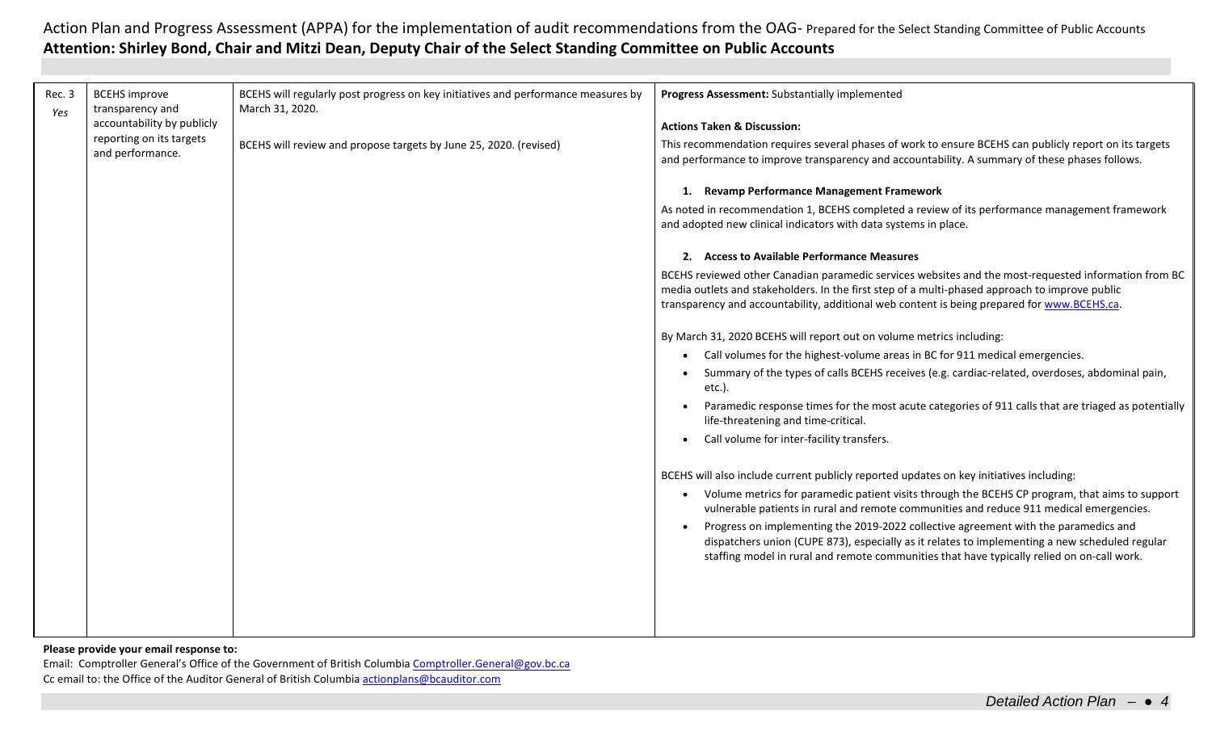Action Plan and Progress Assessment (APPA) for the implementation of audit recommendations from the OAG- Prepared for the Select Standing Committee of Public Accounts

**Attention: Shirley Bond, Chair and Mitzi Dean, Deputy Chair of the Select Standing Committee on Public Accounts**

| | | | |
|---|---|---|---|
| Rec. 3 *Yes* | BCEHS improve transparency and accountability by publicly reporting on its targets and performance. | BCEHS will regularly post progress on key initiatives and performance measures by March 31, 2020.<br><br>BCEHS will review and propose targets by June 25, 2020. (revised) | **Progress Assessment:** Substantially implemented<br><br>**Actions Taken & Discussion:**<br>This recommendation requires several phases of work to ensure BCEHS can publicly report on its targets and performance to improve transparency and accountability. A summary of these phases follows.<br><br>**1. Revamp Performance Management Framework**<br>As noted in recommendation 1, BCEHS completed a review of its performance management framework and adopted new clinical indicators with data systems in place.<br><br>**2. Access to Available Performance Measures**<br>BCEHS reviewed other Canadian paramedic services websites and the most-requested information from BC media outlets and stakeholders. In the first step of a multi-phased approach to improve public transparency and accountability, additional web content is being prepared for www.BCEHS.ca.<br><br>By March 31, 2020 BCEHS will report out on volume metrics including:<br>• Call volumes for the highest-volume areas in BC for 911 medical emergencies.<br>• Summary of the types of calls BCEHS receives (e.g. cardiac-related, overdoses, abdominal pain, etc.).<br>• Paramedic response times for the most acute categories of 911 calls that are triaged as potentially life-threatening and time-critical.<br>• Call volume for inter-facility transfers.<br><br>BCEHS will also include current publicly reported updates on key initiatives including:<br>• Volume metrics for paramedic patient visits through the BCEHS CP program, that aims to support vulnerable patients in rural and remote communities and reduce 911 medical emergencies.<br>• Progress on implementing the 2019-2022 collective agreement with the paramedics and dispatchers union (CUPE 873), especially as it relates to implementing a new scheduled regular staffing model in rural and remote communities that have typically relied on on-call work. |

**Please provide your email response to:**

Email: Comptroller General's Office of the Government of British Columbia Comptroller.General@gov.bc.ca

Cc email to: the Office of the Auditor General of British Columbia actionplans@bcauditor.com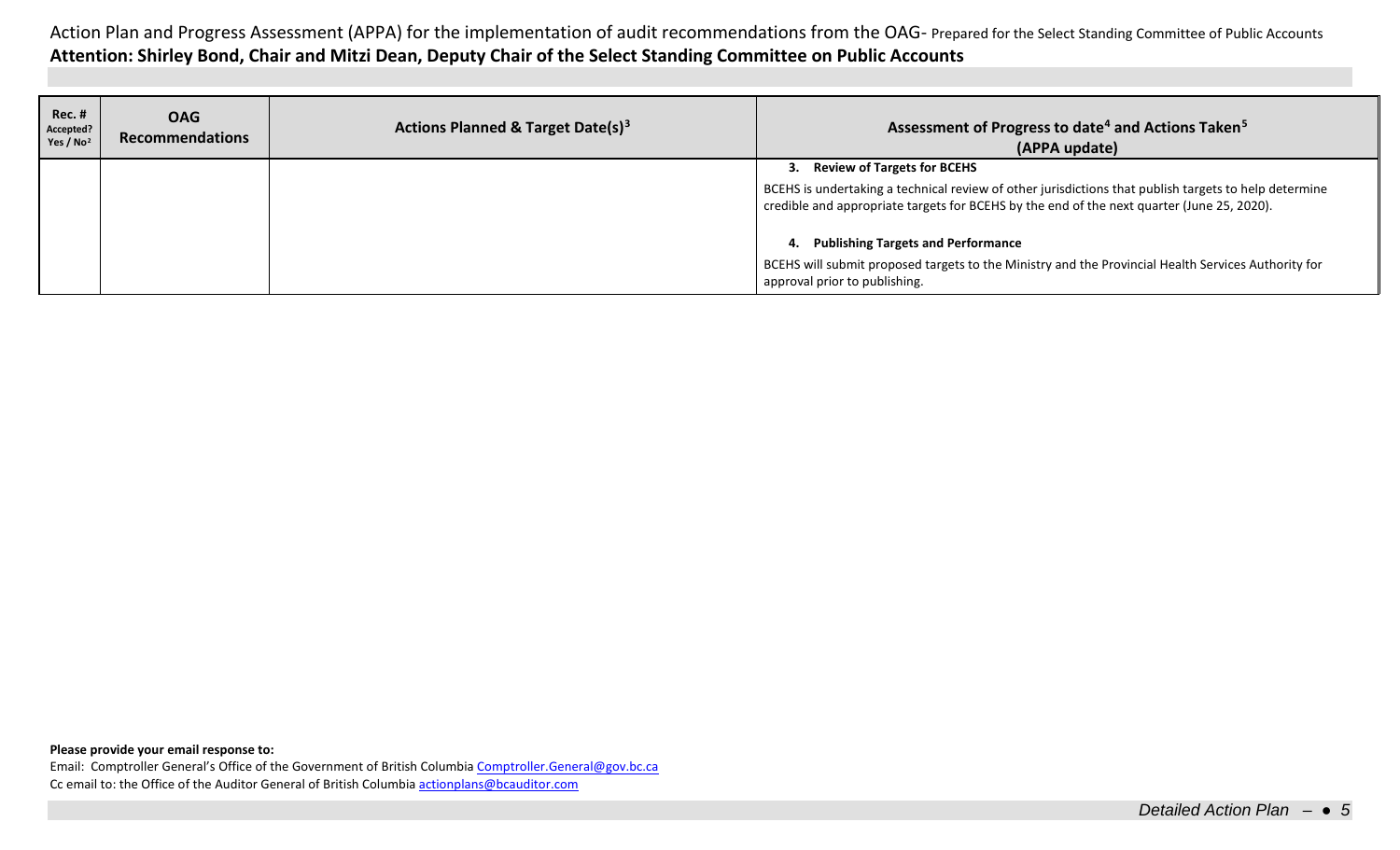Action Plan and Progress Assessment (APPA) for the implementation of audit recommendations from the OAG- Prepared for the Select Standing Committee of Public Accounts

**Attention: Shirley Bond, Chair and Mitzi Dean, Deputy Chair of the Select Standing Committee on Public Accounts**

| Rec. # Accepted? Yes / No[2] | OAG Recommendations | Actions Planned & Target Date(s)[3] | Assessment of Progress to date[4] and Actions Taken[5] (APPA update) |
|---|---|---|---|
| | | | **3. Review of Targets for BCEHS**<br><br>BCEHS is undertaking a technical review of other jurisdictions that publish targets to help determine credible and appropriate targets for BCEHS by the end of the next quarter (June 25, 2020).<br><br>**4. Publishing Targets and Performance**<br><br>BCEHS will submit proposed targets to the Ministry and the Provincial Health Services Authority for approval prior to publishing. |

**Please provide your email response to:**

Email: Comptroller General's Office of the Government of British Columbia Comptroller.General@gov.bc.ca

Cc email to: the Office of the Auditor General of British Columbia actionplans@bcauditor.com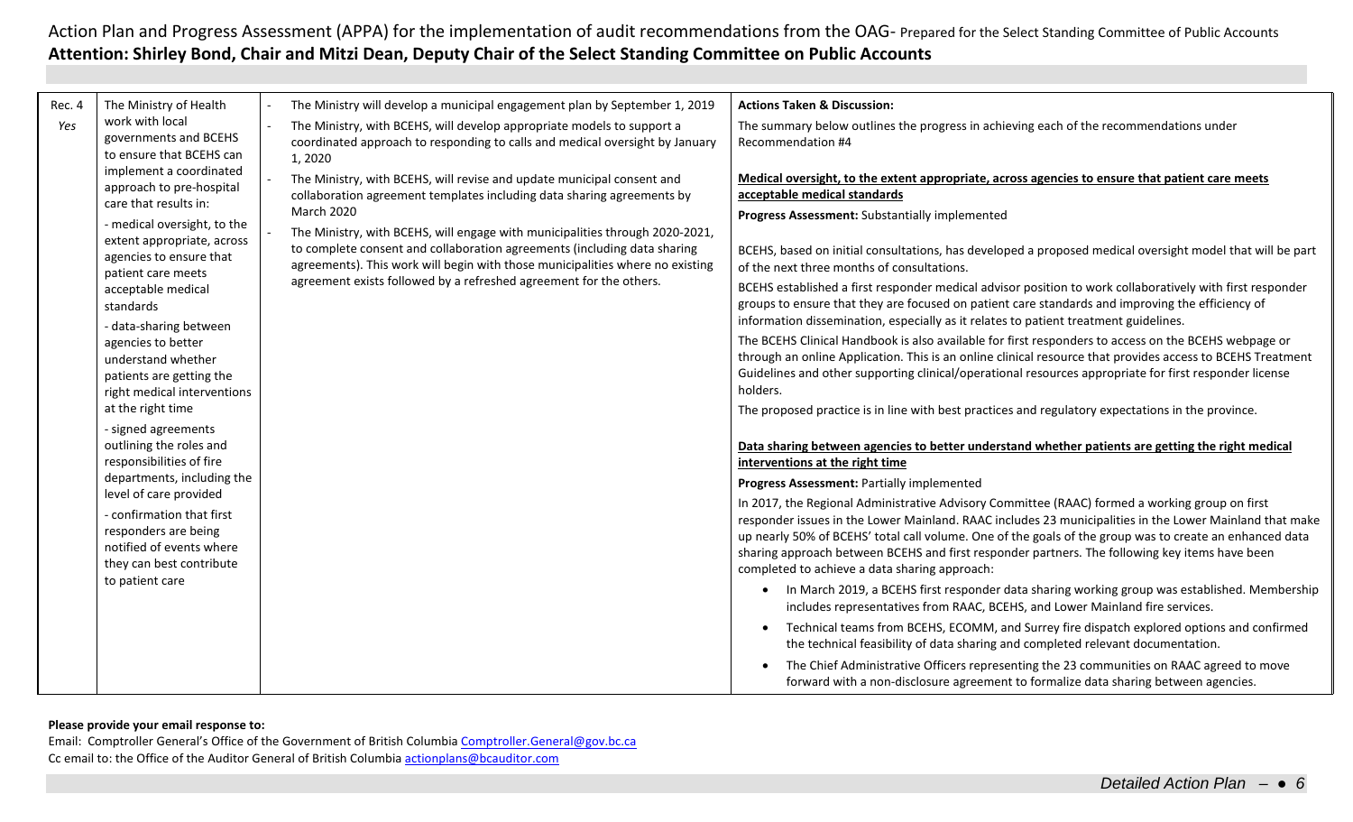Action Plan and Progress Assessment (APPA) for the implementation of audit recommendations from the OAG- Prepared for the Select Standing Committee of Public Accounts

**Attention: Shirley Bond, Chair and Mitzi Dean, Deputy Chair of the Select Standing Committee on Public Accounts**

| | | | |
|---|---|---|---|
| Rec. 4<br>*Yes* | The Ministry of Health work with local governments and BCEHS to ensure that BCEHS can implement a coordinated approach to pre-hospital care that results in:<br>- medical oversight, to the extent appropriate, across agencies to ensure that patient care meets acceptable medical standards<br>- data-sharing between agencies to better understand whether patients are getting the right medical interventions at the right time<br>- signed agreements outlining the roles and responsibilities of fire departments, including the level of care provided<br>- confirmation that first responders are being notified of events where they can best contribute to patient care | - The Ministry will develop a municipal engagement plan by September 1, 2019<br>- The Ministry, with BCEHS, will develop appropriate models to support a coordinated approach to responding to calls and medical oversight by January 1, 2020<br>- The Ministry, with BCEHS, will revise and update municipal consent and collaboration agreement templates including data sharing agreements by March 2020<br>- The Ministry, with BCEHS, will engage with municipalities through 2020-2021, to complete consent and collaboration agreements (including data sharing agreements). This work will begin with those municipalities where no existing agreement exists followed by a refreshed agreement for the others. | **Actions Taken & Discussion:**<br>The summary below outlines the progress in achieving each of the recommendations under Recommendation #4<br><br>**Medical oversight, to the extent appropriate, across agencies to ensure that patient care meets acceptable medical standards**<br>**Progress Assessment:** Substantially implemented<br><br>BCEHS, based on initial consultations, has developed a proposed medical oversight model that will be part of the next three months of consultations.<br>BCEHS established a first responder medical advisor position to work collaboratively with first responder groups to ensure that they are focused on patient care standards and improving the efficiency of information dissemination, especially as it relates to patient treatment guidelines.<br>The BCEHS Clinical Handbook is also available for first responders to access on the BCEHS webpage or through an online Application. This is an online clinical resource that provides access to BCEHS Treatment Guidelines and other supporting clinical/operational resources appropriate for first responder license holders.<br>The proposed practice is in line with best practices and regulatory expectations in the province.<br><br>**Data sharing between agencies to better understand whether patients are getting the right medical interventions at the right time**<br>**Progress Assessment:** Partially implemented<br>In 2017, the Regional Administrative Advisory Committee (RAAC) formed a working group on first responder issues in the Lower Mainland. RAAC includes 23 municipalities in the Lower Mainland that make up nearly 50% of BCEHS' total call volume. One of the goals of the group was to create an enhanced data sharing approach between BCEHS and first responder partners. The following key items have been completed to achieve a data sharing approach:<br>• In March 2019, a BCEHS first responder data sharing working group was established. Membership includes representatives from RAAC, BCEHS, and Lower Mainland fire services.<br>• Technical teams from BCEHS, ECOMM, and Surrey fire dispatch explored options and confirmed the technical feasibility of data sharing and completed relevant documentation.<br>• The Chief Administrative Officers representing the 23 communities on RAAC agreed to move forward with a non-disclosure agreement to formalize data sharing between agencies. |

**Please provide your email response to:**

Email: Comptroller General's Office of the Government of British Columbia Comptroller.General@gov.bc.ca

Cc email to: the Office of the Auditor General of British Columbia actionplans@bcauditor.com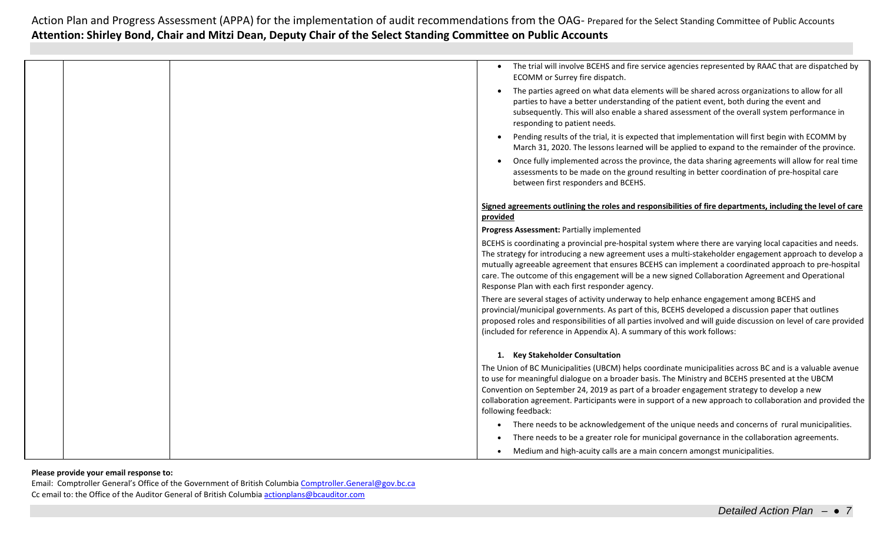Action Plan and Progress Assessment (APPA) for the implementation of audit recommendations from the OAG- Prepared for the Select Standing Committee of Public Accounts

**Attention: Shirley Bond, Chair and Mitzi Dean, Deputy Chair of the Select Standing Committee on Public Accounts**

- The trial will involve BCEHS and fire service agencies represented by RAAC that are dispatched by ECOMM or Surrey fire dispatch.
- The parties agreed on what data elements will be shared across organizations to allow for all parties to have a better understanding of the patient event, both during the event and subsequently. This will also enable a shared assessment of the overall system performance in responding to patient needs.
- Pending results of the trial, it is expected that implementation will first begin with ECOMM by March 31, 2020. The lessons learned will be applied to expand to the remainder of the province.
- Once fully implemented across the province, the data sharing agreements will allow for real time assessments to be made on the ground resulting in better coordination of pre-hospital care between first responders and BCEHS.

**Signed agreements outlining the roles and responsibilities of fire departments, including the level of care provided**

**Progress Assessment:** Partially implemented

BCEHS is coordinating a provincial pre-hospital system where there are varying local capacities and needs. The strategy for introducing a new agreement uses a multi-stakeholder engagement approach to develop a mutually agreeable agreement that ensures BCEHS can implement a coordinated approach to pre-hospital care. The outcome of this engagement will be a new signed Collaboration Agreement and Operational Response Plan with each first responder agency.

There are several stages of activity underway to help enhance engagement among BCEHS and provincial/municipal governments. As part of this, BCEHS developed a discussion paper that outlines proposed roles and responsibilities of all parties involved and will guide discussion on level of care provided (included for reference in Appendix A). A summary of this work follows:

1. **Key Stakeholder Consultation**

The Union of BC Municipalities (UBCM) helps coordinate municipalities across BC and is a valuable avenue to use for meaningful dialogue on a broader basis. The Ministry and BCEHS presented at the UBCM Convention on September 24, 2019 as part of a broader engagement strategy to develop a new collaboration agreement. Participants were in support of a new approach to collaboration and provided the following feedback:

- There needs to be acknowledgement of the unique needs and concerns of rural municipalities.
- There needs to be a greater role for municipal governance in the collaboration agreements.
- Medium and high-acuity calls are a main concern amongst municipalities.

**Please provide your email response to:**

Email: Comptroller General's Office of the Government of British Columbia Comptroller.General@gov.bc.ca

Cc email to: the Office of the Auditor General of British Columbia actionplans@bcauditor.com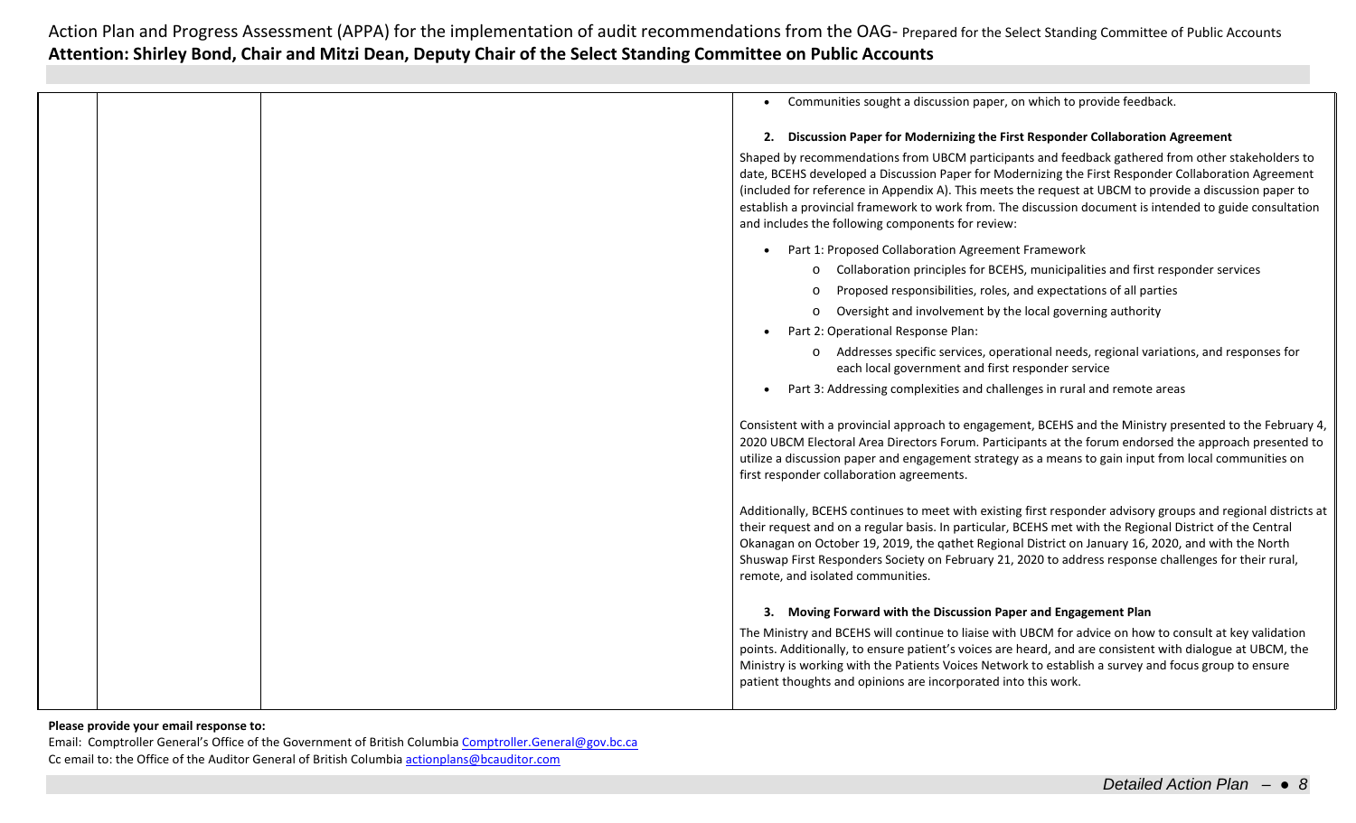- Communities sought a discussion paper, on which to provide feedback.

**2. Discussion Paper for Modernizing the First Responder Collaboration Agreement**

Shaped by recommendations from UBCM participants and feedback gathered from other stakeholders to date, BCEHS developed a Discussion Paper for Modernizing the First Responder Collaboration Agreement (included for reference in Appendix A). This meets the request at UBCM to provide a discussion paper to establish a provincial framework to work from. The discussion document is intended to guide consultation and includes the following components for review:

- Part 1: Proposed Collaboration Agreement Framework
  - Collaboration principles for BCEHS, municipalities and first responder services
  - Proposed responsibilities, roles, and expectations of all parties
  - Oversight and involvement by the local governing authority
- Part 2: Operational Response Plan:
  - Addresses specific services, operational needs, regional variations, and responses for each local government and first responder service
- Part 3: Addressing complexities and challenges in rural and remote areas

Consistent with a provincial approach to engagement, BCEHS and the Ministry presented to the February 4, 2020 UBCM Electoral Area Directors Forum. Participants at the forum endorsed the approach presented to utilize a discussion paper and engagement strategy as a means to gain input from local communities on first responder collaboration agreements.

Additionally, BCEHS continues to meet with existing first responder advisory groups and regional districts at their request and on a regular basis. In particular, BCEHS met with the Regional District of the Central Okanagan on October 19, 2019, the qathet Regional District on January 16, 2020, and with the North Shuswap First Responders Society on February 21, 2020 to address response challenges for their rural, remote, and isolated communities.

**3. Moving Forward with the Discussion Paper and Engagement Plan**

The Ministry and BCEHS will continue to liaise with UBCM for advice on how to consult at key validation points. Additionally, to ensure patient's voices are heard, and are consistent with dialogue at UBCM, the Ministry is working with the Patients Voices Network to establish a survey and focus group to ensure patient thoughts and opinions are incorporated into this work.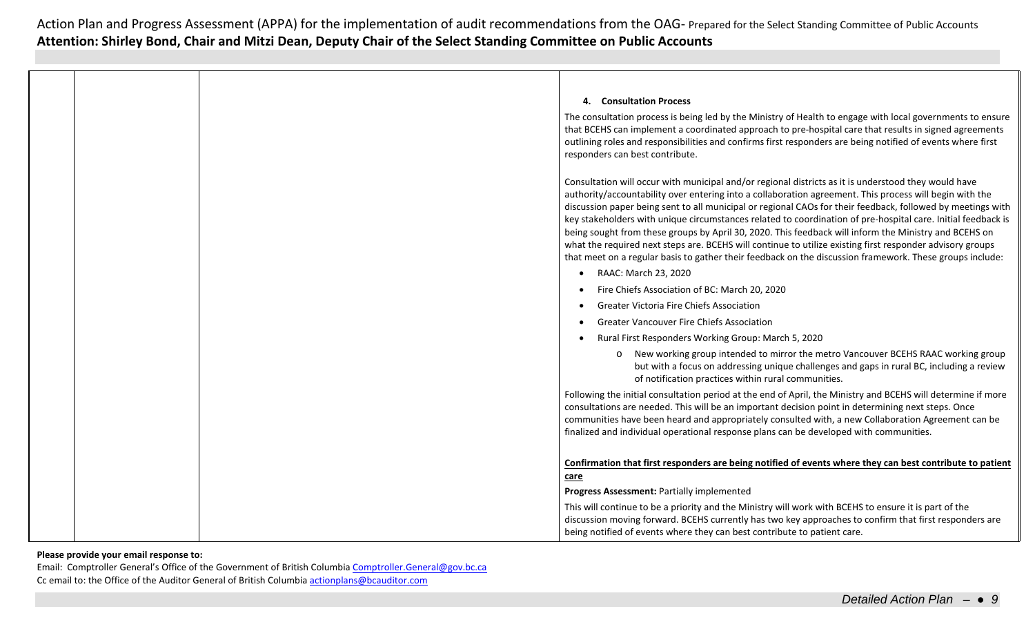**4. Consultation Process**

The consultation process is being led by the Ministry of Health to engage with local governments to ensure that BCEHS can implement a coordinated approach to pre-hospital care that results in signed agreements outlining roles and responsibilities and confirms first responders are being notified of events where first responders can best contribute.

Consultation will occur with municipal and/or regional districts as it is understood they would have authority/accountability over entering into a collaboration agreement. This process will begin with the discussion paper being sent to all municipal or regional CAOs for their feedback, followed by meetings with key stakeholders with unique circumstances related to coordination of pre-hospital care. Initial feedback is being sought from these groups by April 30, 2020. This feedback will inform the Ministry and BCEHS on what the required next steps are. BCEHS will continue to utilize existing first responder advisory groups that meet on a regular basis to gather their feedback on the discussion framework. These groups include:

- RAAC: March 23, 2020
- Fire Chiefs Association of BC: March 20, 2020
- Greater Victoria Fire Chiefs Association
- Greater Vancouver Fire Chiefs Association
- Rural First Responders Working Group: March 5, 2020
  - New working group intended to mirror the metro Vancouver BCEHS RAAC working group but with a focus on addressing unique challenges and gaps in rural BC, including a review of notification practices within rural communities.

Following the initial consultation period at the end of April, the Ministry and BCEHS will determine if more consultations are needed. This will be an important decision point in determining next steps. Once communities have been heard and appropriately consulted with, a new Collaboration Agreement can be finalized and individual operational response plans can be developed with communities.

**Confirmation that first responders are being notified of events where they can best contribute to patient care**

**Progress Assessment:** Partially implemented

This will continue to be a priority and the Ministry will work with BCEHS to ensure it is part of the discussion moving forward. BCEHS currently has two key approaches to confirm that first responders are being notified of events where they can best contribute to patient care.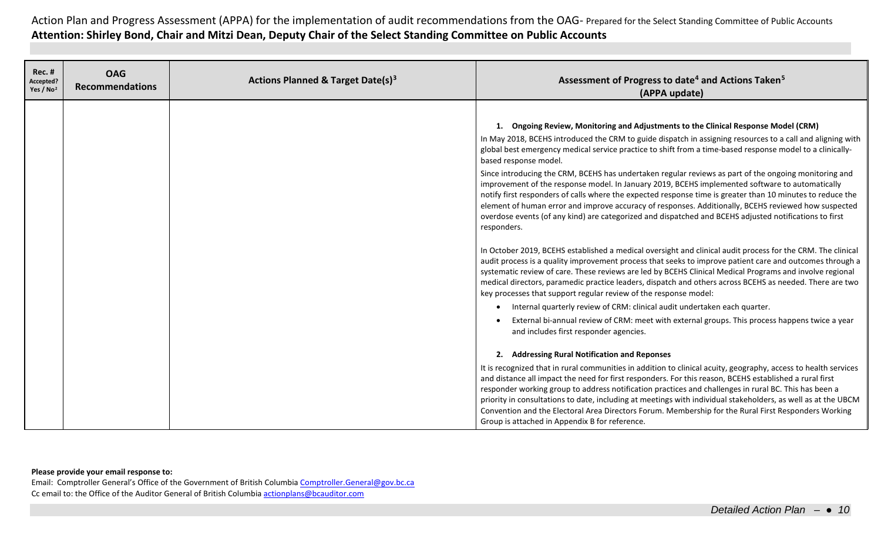Action Plan and Progress Assessment (APPA) for the implementation of audit recommendations from the OAG- Prepared for the Select Standing Committee of Public Accounts

**Attention: Shirley Bond, Chair and Mitzi Dean, Deputy Chair of the Select Standing Committee on Public Accounts**

| Rec. # Accepted? Yes / No[2] | OAG Recommendations | Actions Planned & Target Date(s)[3] | Assessment of Progress to date[4] and Actions Taken[5] (APPA update) |
|---|---|---|---|
| | | | **1. Ongoing Review, Monitoring and Adjustments to the Clinical Response Model (CRM)**<br><br>In May 2018, BCEHS introduced the CRM to guide dispatch in assigning resources to a call and aligning with global best emergency medical service practice to shift from a time-based response model to a clinically-based response model.<br><br>Since introducing the CRM, BCEHS has undertaken regular reviews as part of the ongoing monitoring and improvement of the response model. In January 2019, BCEHS implemented software to automatically notify first responders of calls where the expected response time is greater than 10 minutes to reduce the element of human error and improve accuracy of responses. Additionally, BCEHS reviewed how suspected overdose events (of any kind) are categorized and dispatched and BCEHS adjusted notifications to first responders.<br><br>In October 2019, BCEHS established a medical oversight and clinical audit process for the CRM. The clinical audit process is a quality improvement process that seeks to improve patient care and outcomes through a systematic review of care. These reviews are led by BCEHS Clinical Medical Programs and involve regional medical directors, paramedic practice leaders, dispatch and others across BCEHS as needed. There are two key processes that support regular review of the response model:<br><br>• Internal quarterly review of CRM: clinical audit undertaken each quarter.<br>• External bi-annual review of CRM: meet with external groups. This process happens twice a year and includes first responder agencies.<br><br>**2. Addressing Rural Notification and Reponses**<br><br>It is recognized that in rural communities in addition to clinical acuity, geography, access to health services and distance all impact the need for first responders. For this reason, BCEHS established a rural first responder working group to address notification practices and challenges in rural BC. This has been a priority in consultations to date, including at meetings with individual stakeholders, as well as at the UBCM Convention and the Electoral Area Directors Forum. Membership for the Rural First Responders Working Group is attached in Appendix B for reference. |

**Please provide your email response to:**

Email: Comptroller General's Office of the Government of British Columbia Comptroller.General@gov.bc.ca

Cc email to: the Office of the Auditor General of British Columbia actionplans@bcauditor.com